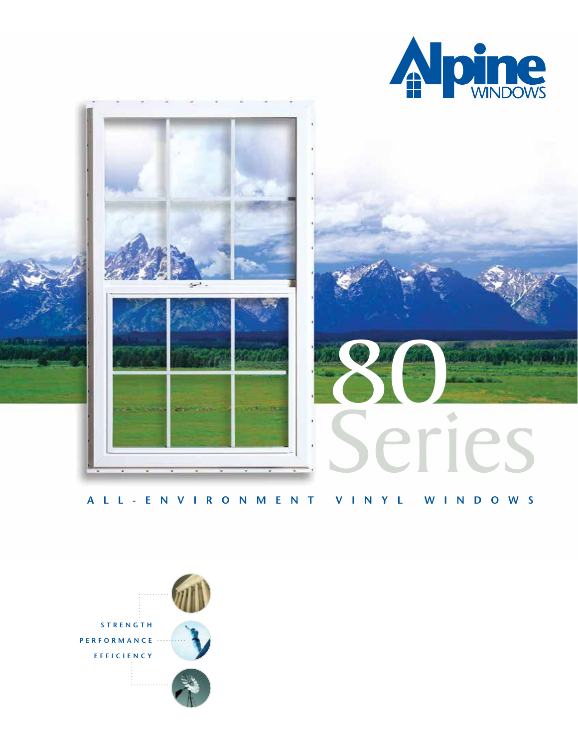# Alpine WINDOWS

# 80 Series

## ALL-ENVIRONMENT VINYL WINDOWS

STRENGTH

PERFORMANCE

EFFICIENCY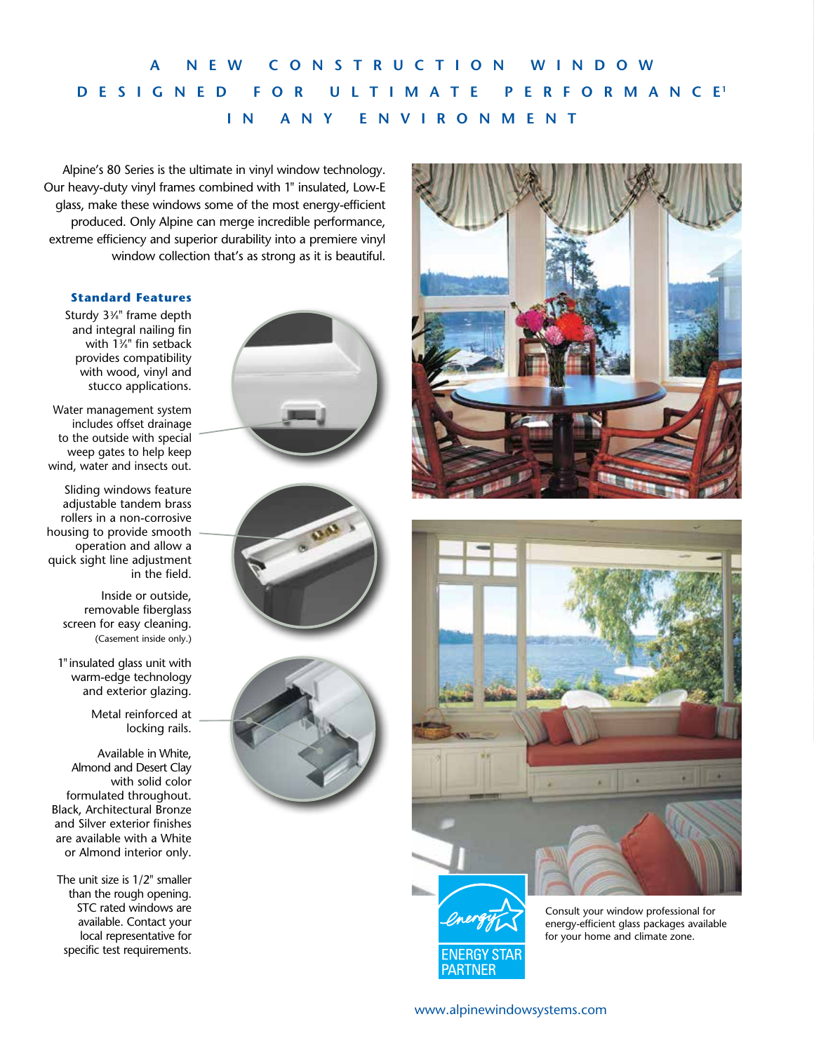# A NEW CONSTRUCTION WINDOW DESIGNED FOR ULTIMATE PERFORMANCE[1] IN ANY ENVIRONMENT

Alpine's 80 Series is the ultimate in vinyl window technology. Our heavy-duty vinyl frames combined with 1" insulated, Low-E glass, make these windows some of the most energy-efficient produced. Only Alpine can merge incredible performance, extreme efficiency and superior durability into a premiere vinyl window collection that's as strong as it is beautiful.

### Standard Features

Sturdy 3⅜" frame depth and integral nailing fin with 1⅜" fin setback provides compatibility with wood, vinyl and stucco applications.

Water management system includes offset drainage to the outside with special weep gates to help keep wind, water and insects out.

Sliding windows feature adjustable tandem brass rollers in a non-corrosive housing to provide smooth operation and allow a quick sight line adjustment in the field.

Inside or outside, removable fiberglass screen for easy cleaning. (Casement inside only.)

1" insulated glass unit with warm-edge technology and exterior glazing.

Metal reinforced at locking rails.

Available in White, Almond and Desert Clay with solid color formulated throughout. Black, Architectural Bronze and Silver exterior finishes are available with a White or Almond interior only.

The unit size is 1/2" smaller than the rough opening. STC rated windows are available. Contact your local representative for specific test requirements.

ENERGY STAR PARTNER

Consult your window professional for energy-efficient glass packages available for your home and climate zone.

www.alpinewindowsystems.com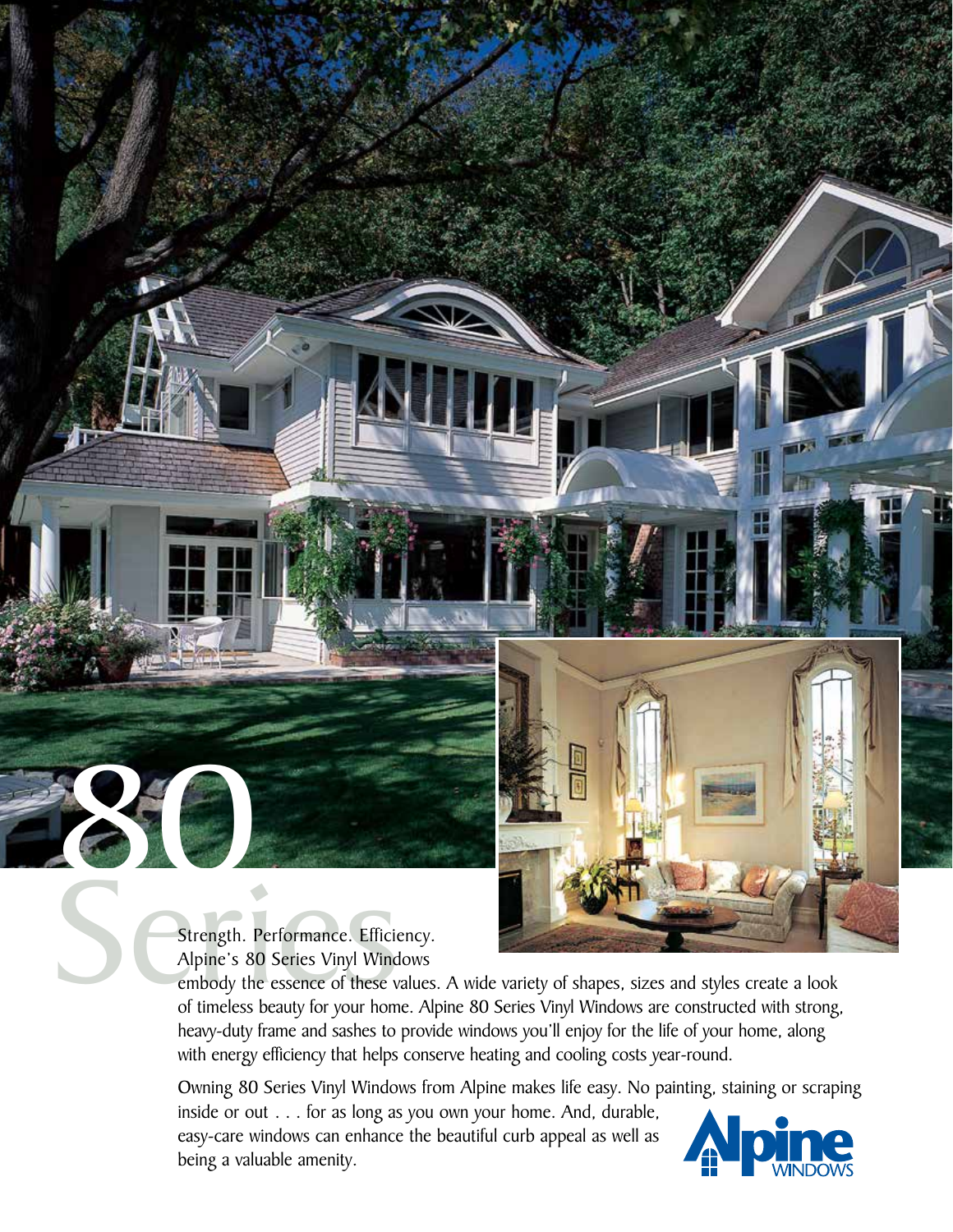# 80 Series

Strength. Performance. Efficiency. Alpine's 80 Series Vinyl Windows embody the essence of these values. A wide variety of shapes, sizes and styles create a look of timeless beauty for your home. Alpine 80 Series Vinyl Windows are constructed with strong, heavy-duty frame and sashes to provide windows you'll enjoy for the life of your home, along with energy efficiency that helps conserve heating and cooling costs year-round.

Owning 80 Series Vinyl Windows from Alpine makes life easy. No painting, staining or scraping inside or out . . . for as long as you own your home. And, durable, easy-care windows can enhance the beautiful curb appeal as well as being a valuable amenity.

Alpine WINDOWS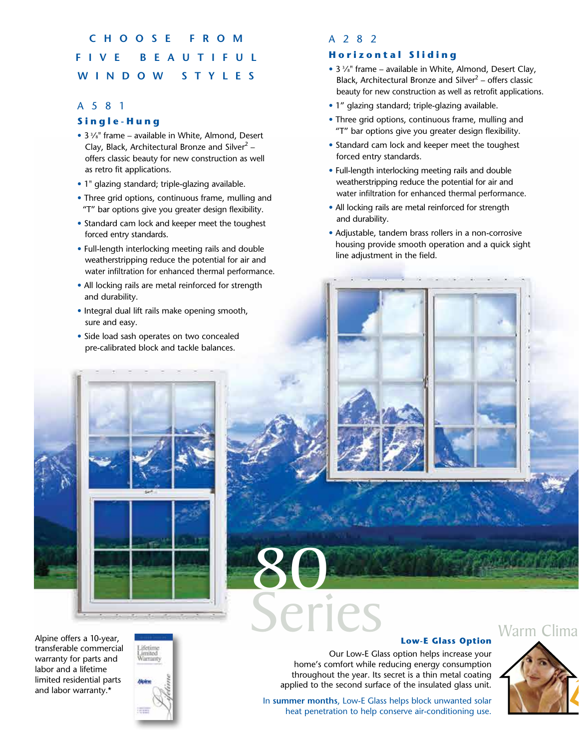# CHOOSE FROM FIVE BEAUTIFUL WINDOW STYLES

## A581

### Single-Hung

- 3 ³⁄₈" frame – available in White, Almond, Desert Clay, Black, Architectural Bronze and Silver[2] – offers classic beauty for new construction as well as retro fit applications.
- 1" glazing standard; triple-glazing available.
- Three grid options, continuous frame, mulling and "T" bar options give you greater design flexibility.
- Standard cam lock and keeper meet the toughest forced entry standards.
- Full-length interlocking meeting rails and double weatherstripping reduce the potential for air and water infiltration for enhanced thermal performance.
- All locking rails are metal reinforced for strength and durability.
- Integral dual lift rails make opening smooth, sure and easy.
- Side load sash operates on two concealed pre-calibrated block and tackle balances.

## A282

### Horizontal Sliding

- 3 ³⁄₈" frame – available in White, Almond, Desert Clay, Black, Architectural Bronze and Silver[2] – offers classic beauty for new construction as well as retrofit applications.
- 1" glazing standard; triple-glazing available.
- Three grid options, continuous frame, mulling and "T" bar options give you greater design flexibility.
- Standard cam lock and keeper meet the toughest forced entry standards.
- Full-length interlocking meeting rails and double weatherstripping reduce the potential for air and water infiltration for enhanced thermal performance.
- All locking rails are metal reinforced for strength and durability.
- Adjustable, tandem brass rollers in a non-corrosive housing provide smooth operation and a quick sight line adjustment in the field.

80 Series

Alpine offers a 10-year, transferable commercial warranty for parts and labor and a lifetime limited residential parts and labor warranty.*

### Low-E Glass Option

Our Low-E Glass option helps increase your home's comfort while reducing energy consumption throughout the year. Its secret is a thin metal coating applied to the second surface of the insulated glass unit.

In **summer months**, Low-E Glass helps block unwanted solar heat penetration to help conserve air-conditioning use.

Warm Clima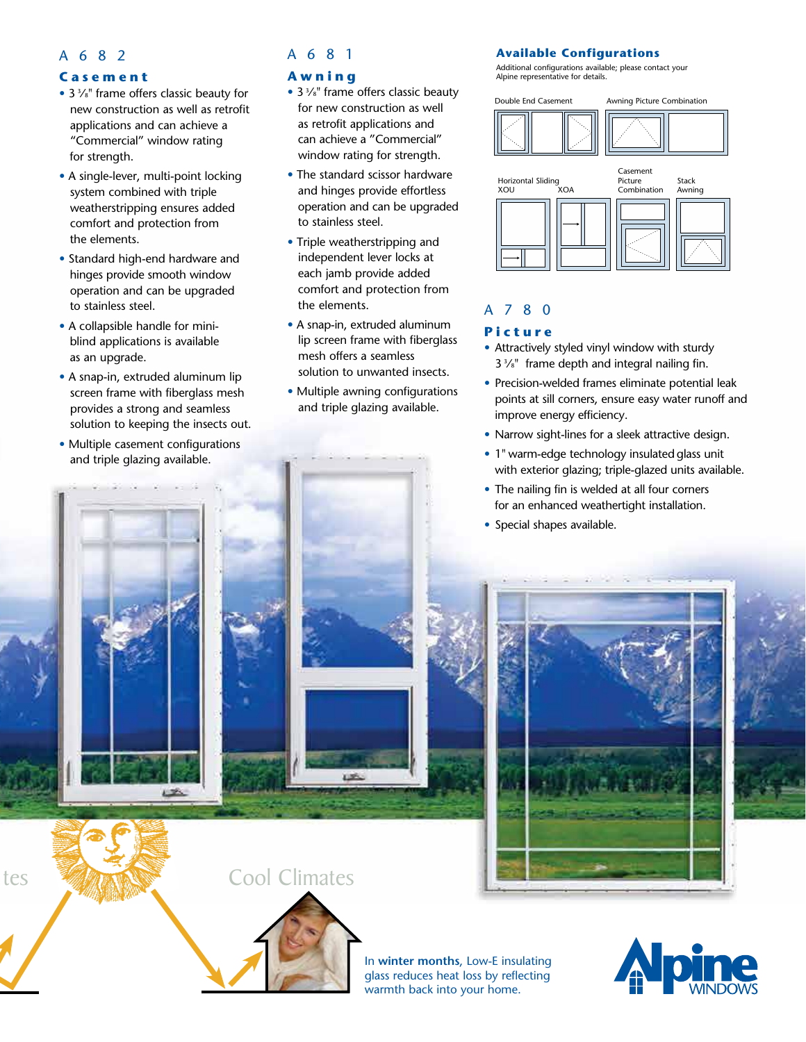## A 6 8 2

### Casement

- 3 ³⁄₈" frame offers classic beauty for new construction as well as retrofit applications and can achieve a "Commercial" window rating for strength.
- A single-lever, multi-point locking system combined with triple weatherstripping ensures added comfort and protection from the elements.
- Standard high-end hardware and hinges provide smooth window operation and can be upgraded to stainless steel.
- A collapsible handle for mini-blind applications is available as an upgrade.
- A snap-in, extruded aluminum lip screen frame with fiberglass mesh provides a strong and seamless solution to keeping the insects out.
- Multiple casement configurations and triple glazing available.

## A 6 8 1

### Awning

- 3 ³⁄₈" frame offers classic beauty for new construction as well as retrofit applications and can achieve a "Commercial" window rating for strength.
- The standard scissor hardware and hinges provide effortless operation and can be upgraded to stainless steel.
- Triple weatherstripping and independent lever locks at each jamb provide added comfort and protection from the elements.
- A snap-in, extruded aluminum lip screen frame with fiberglass mesh offers a seamless solution to unwanted insects.
- Multiple awning configurations and triple glazing available.

### Available Configurations

Additional configurations available; please contact your Alpine representative for details.

Double End Casement

Awning Picture Combination

Horizontal Sliding XOU XOA

Casement Picture Combination

Stack Awning

## A 7 8 0

### Picture

- Attractively styled vinyl window with sturdy 3 ³⁄₈" frame depth and integral nailing fin.
- Precision-welded frames eliminate potential leak points at sill corners, ensure easy water runoff and improve energy efficiency.
- Narrow sight-lines for a sleek attractive design.
- 1" warm-edge technology insulated glass unit with exterior glazing; triple-glazed units available.
- The nailing fin is welded at all four corners for an enhanced weathertight installation.
- Special shapes available.

tes

Cool Climates

In **winter months**, Low-E insulating glass reduces heat loss by reflecting warmth back into your home.

Alpine WINDOWS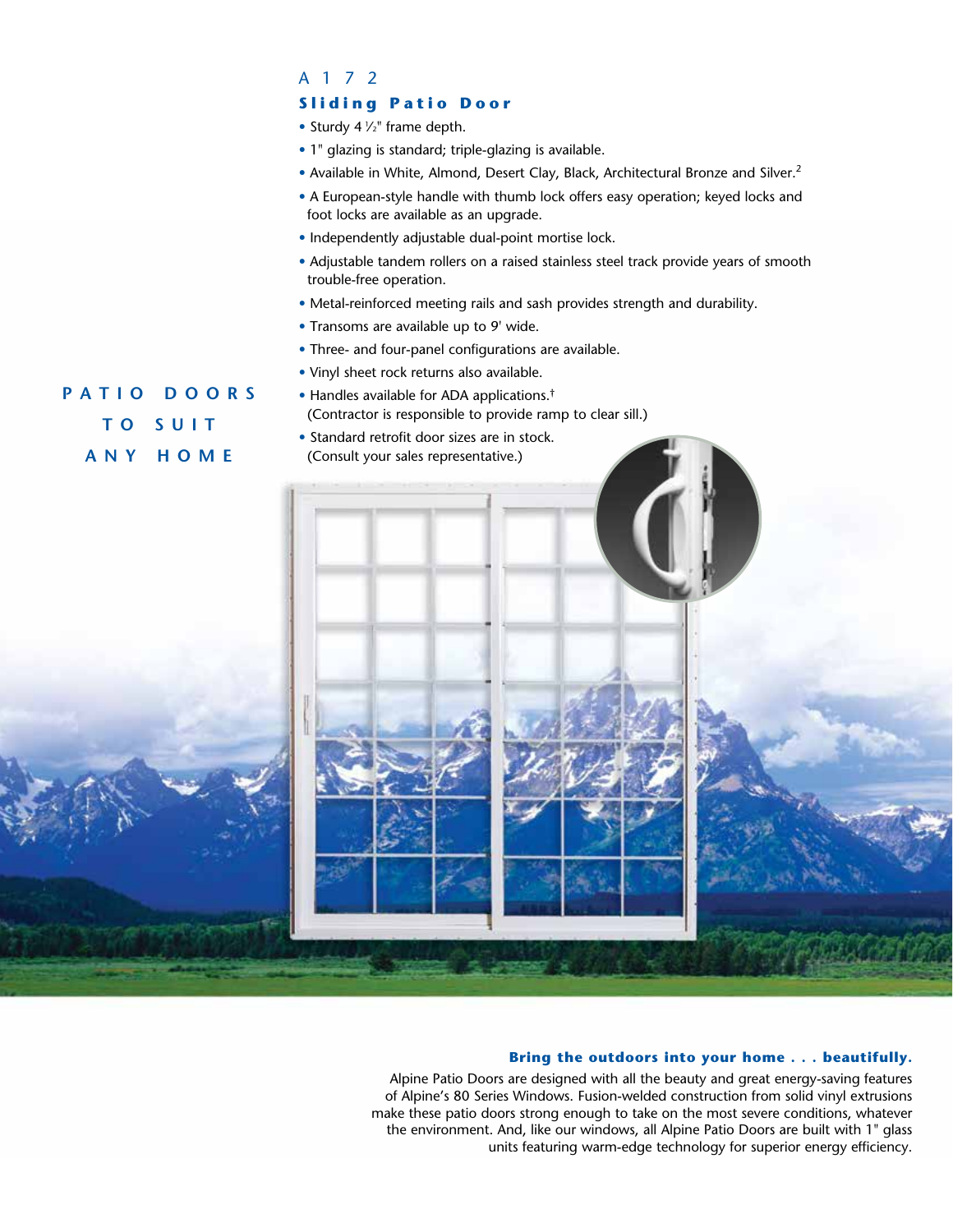# A 1 7 2

## Sliding Patio Door

- Sturdy 4 ½" frame depth.
- 1" glazing is standard; triple-glazing is available.
- Available in White, Almond, Desert Clay, Black, Architectural Bronze and Silver.[2]
- A European-style handle with thumb lock offers easy operation; keyed locks and foot locks are available as an upgrade.
- Independently adjustable dual-point mortise lock.
- Adjustable tandem rollers on a raised stainless steel track provide years of smooth trouble-free operation.
- Metal-reinforced meeting rails and sash provides strength and durability.
- Transoms are available up to 9' wide.
- Three- and four-panel configurations are available.
- Vinyl sheet rock returns also available.
- Handles available for ADA applications.[†] (Contractor is responsible to provide ramp to clear sill.)
- Standard retrofit door sizes are in stock. (Consult your sales representative.)

**PATIO DOORS TO SUIT ANY HOME**

**Bring the outdoors into your home . . . beautifully.**

Alpine Patio Doors are designed with all the beauty and great energy-saving features of Alpine's 80 Series Windows. Fusion-welded construction from solid vinyl extrusions make these patio doors strong enough to take on the most severe conditions, whatever the environment. And, like our windows, all Alpine Patio Doors are built with 1" glass units featuring warm-edge technology for superior energy efficiency.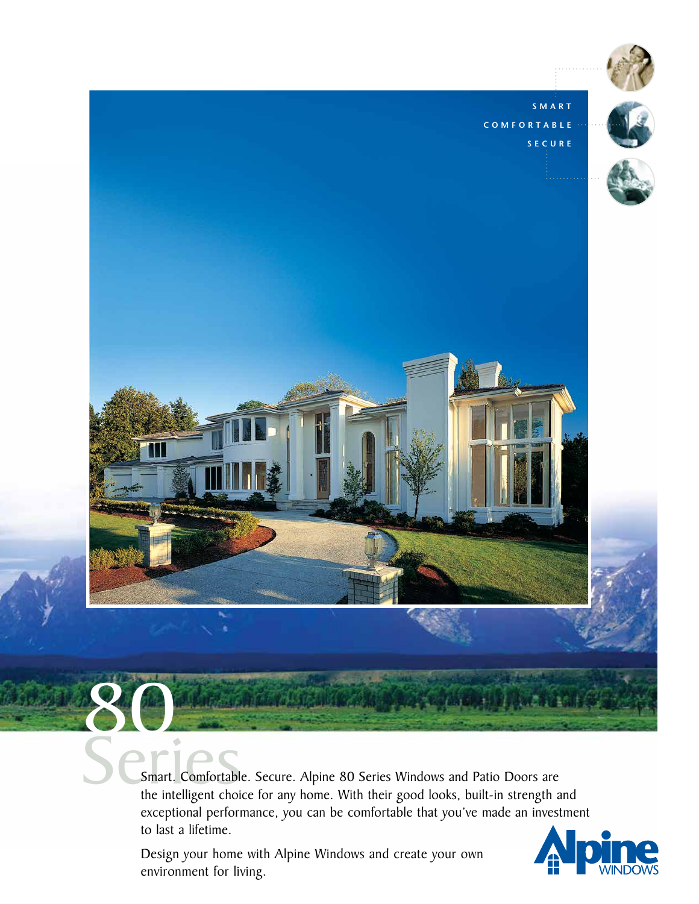SMART

COMFORTABLE

SECURE

# 80 Series

Smart. Comfortable. Secure. Alpine 80 Series Windows and Patio Doors are the intelligent choice for any home. With their good looks, built-in strength and exceptional performance, you can be comfortable that you've made an investment to last a lifetime.

Design your home with Alpine Windows and create your own environment for living.

Alpine WINDOWS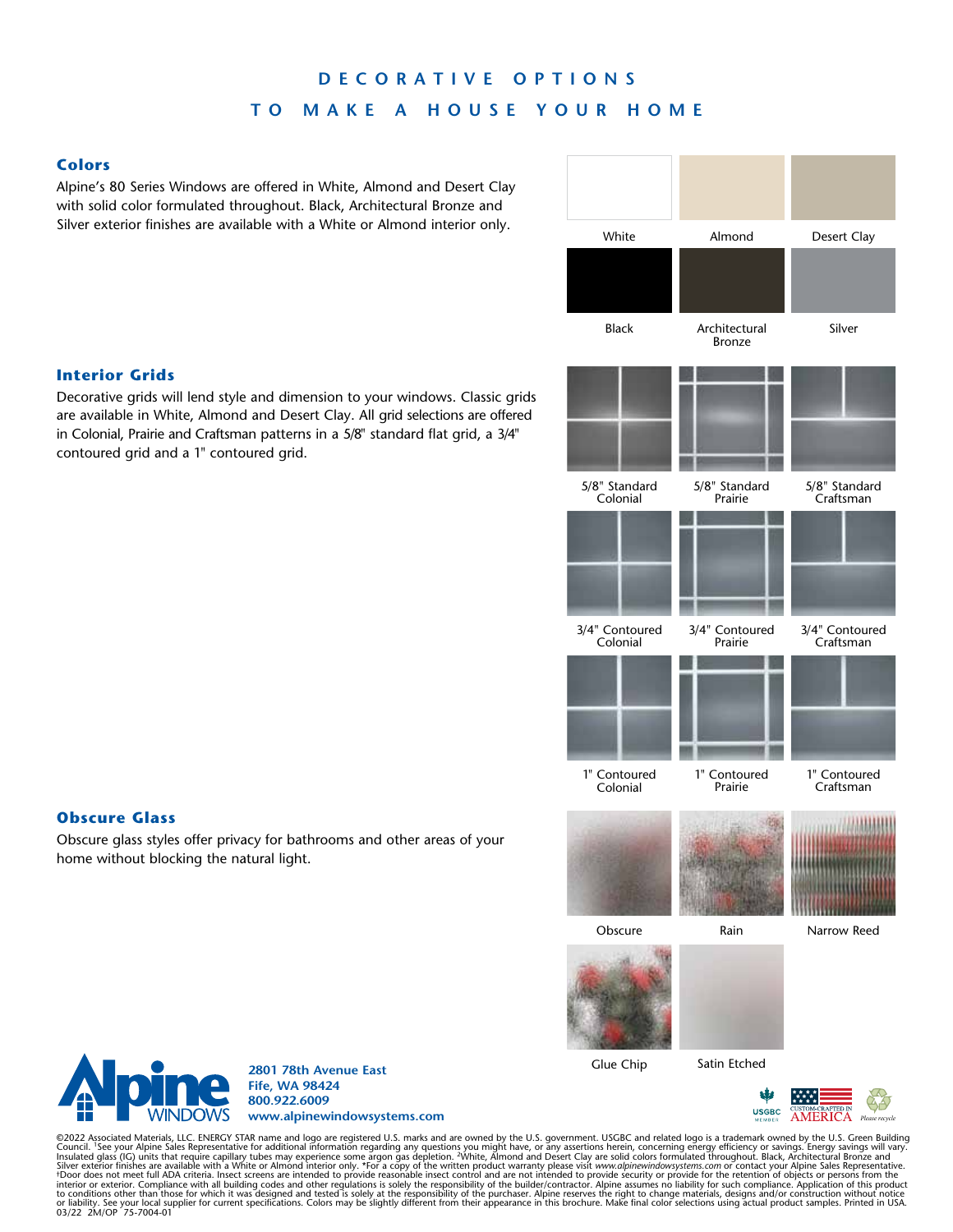# DECORATIVE OPTIONS TO MAKE A HOUSE YOUR HOME

## Colors

Alpine's 80 Series Windows are offered in White, Almond and Desert Clay with solid color formulated throughout. Black, Architectural Bronze and Silver exterior finishes are available with a White or Almond interior only.

White

Almond

Desert Clay

Black

Architectural Bronze

Silver

## Interior Grids

Decorative grids will lend style and dimension to your windows. Classic grids are available in White, Almond and Desert Clay. All grid selections are offered in Colonial, Prairie and Craftsman patterns in a 5/8" standard flat grid, a 3/4" contoured grid and a 1" contoured grid.

5/8" Standard Colonial

5/8" Standard Prairie

5/8" Standard Craftsman

3/4" Contoured Colonial

3/4" Contoured Prairie

3/4" Contoured Craftsman

1" Contoured Colonial

1" Contoured Prairie

1" Contoured Craftsman

## Obscure Glass

Obscure glass styles offer privacy for bathrooms and other areas of your home without blocking the natural light.

Obscure

Rain

Narrow Reed

Glue Chip

Satin Etched

**Alpine WINDOWS**

**2801 78th Avenue East**
**Fife, WA 98424**
**800.922.6009**
**www.alpinewindowsystems.com**

USGBC MEMBER

CUSTOM-CRAFTED IN AMERICA

Please recycle

©2022 Associated Materials, LLC. ENERGY STAR name and logo are registered U.S. marks and are owned by the U.S. government. USGBC and related logo is a trademark owned by the U.S. Green Building Council. [1]See your Alpine Sales Representative for additional information regarding any questions you might have, or any assertions herein, concerning energy efficiency or savings. Energy savings will vary. Insulated glass (IG) units that require capillary tubes may experience some argon gas depletion. [2]White, Almond and Desert Clay are solid colors formulated throughout. Black, Architectural Bronze and Silver exterior finishes are available with a White or Almond interior only. *For a copy of the written product warranty please visit *www.alpinewindowsystems.com* or contact your Alpine Sales Representative. †Door does not meet full ADA criteria. Insect screens are intended to provide reasonable insect control and are not intended to provide security or provide for the retention of objects or persons from the interior or exterior. Compliance with all building codes and other regulations is solely the responsibility of the builder/contractor. Alpine assumes no liability for such compliance. Application of this product to conditions other than those for which it was designed and tested is solely at the responsibility of the purchaser. Alpine reserves the right to change materials, designs and/or construction without notice or liability. See your local supplier for current specifications. Colors may be slightly different from their appearance in this brochure. Make final color selections using actual product samples. Printed in USA. 03/22 2M/OP 75-7004-01